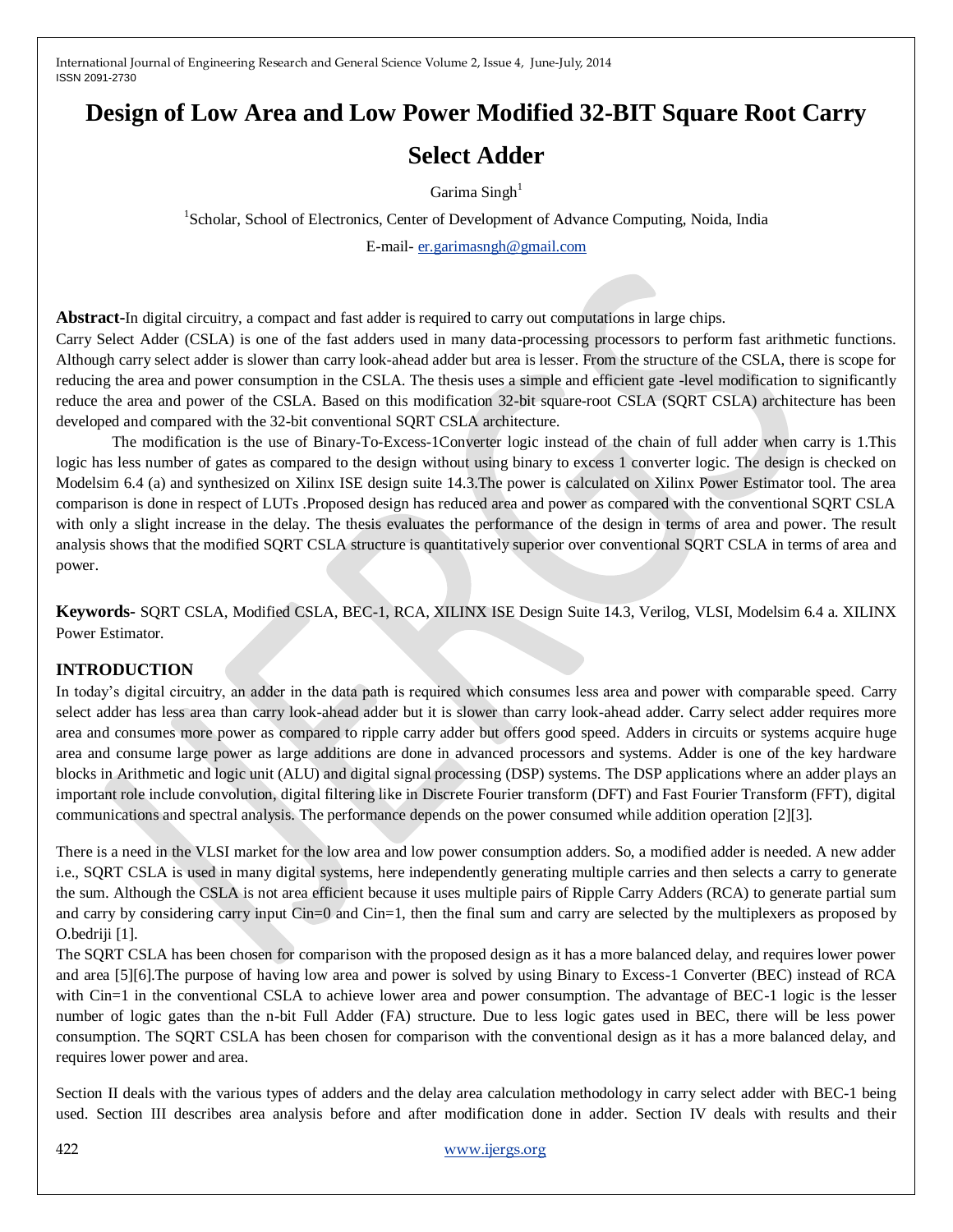# Design of Low Area and Low Power Modified 32-BIT Square Root Carry Select Adder

Garima Singh[1]

[1]Scholar, School of Electronics, Center of Development of Advance Computing, Noida, India

E-mail- er.garimasngh@gmail.com

**Abstract-**In digital circuitry, a compact and fast adder is required to carry out computations in large chips.
Carry Select Adder (CSLA) is one of the fast adders used in many data-processing processors to perform fast arithmetic functions. Although carry select adder is slower than carry look-ahead adder but area is lesser. From the structure of the CSLA, there is scope for reducing the area and power consumption in the CSLA. The thesis uses a simple and efficient gate -level modification to significantly reduce the area and power of the CSLA. Based on this modification 32-bit square-root CSLA (SQRT CSLA) architecture has been developed and compared with the 32-bit conventional SQRT CSLA architecture.

The modification is the use of Binary-To-Excess-1Converter logic instead of the chain of full adder when carry is 1.This logic has less number of gates as compared to the design without using binary to excess 1 converter logic. The design is checked on Modelsim 6.4 (a) and synthesized on Xilinx ISE design suite 14.3.The power is calculated on Xilinx Power Estimator tool. The area comparison is done in respect of LUTs .Proposed design has reduced area and power as compared with the conventional SQRT CSLA with only a slight increase in the delay. The thesis evaluates the performance of the design in terms of area and power. The result analysis shows that the modified SQRT CSLA structure is quantitatively superior over conventional SQRT CSLA in terms of area and power.

**Keywords-** SQRT CSLA, Modified CSLA, BEC-1, RCA, XILINX ISE Design Suite 14.3, Verilog, VLSI, Modelsim 6.4 a. XILINX Power Estimator.

## INTRODUCTION

In today's digital circuitry, an adder in the data path is required which consumes less area and power with comparable speed. Carry select adder has less area than carry look-ahead adder but it is slower than carry look-ahead adder. Carry select adder requires more area and consumes more power as compared to ripple carry adder but offers good speed. Adders in circuits or systems acquire huge area and consume large power as large additions are done in advanced processors and systems. Adder is one of the key hardware blocks in Arithmetic and logic unit (ALU) and digital signal processing (DSP) systems. The DSP applications where an adder plays an important role include convolution, digital filtering like in Discrete Fourier transform (DFT) and Fast Fourier Transform (FFT), digital communications and spectral analysis. The performance depends on the power consumed while addition operation [2][3].

There is a need in the VLSI market for the low area and low power consumption adders. So, a modified adder is needed. A new adder i.e., SQRT CSLA is used in many digital systems, here independently generating multiple carries and then selects a carry to generate the sum. Although the CSLA is not area efficient because it uses multiple pairs of Ripple Carry Adders (RCA) to generate partial sum and carry by considering carry input Cin=0 and Cin=1, then the final sum and carry are selected by the multiplexers as proposed by O.bedriji [1].
The SQRT CSLA has been chosen for comparison with the proposed design as it has a more balanced delay, and requires lower power and area [5][6].The purpose of having low area and power is solved by using Binary to Excess-1 Converter (BEC) instead of RCA with Cin=1 in the conventional CSLA to achieve lower area and power consumption. The advantage of BEC-1 logic is the lesser number of logic gates than the n-bit Full Adder (FA) structure. Due to less logic gates used in BEC, there will be less power consumption. The SQRT CSLA has been chosen for comparison with the conventional design as it has a more balanced delay, and requires lower power and area.

Section II deals with the various types of adders and the delay area calculation methodology in carry select adder with BEC-1 being used. Section III describes area analysis before and after modification done in adder. Section IV deals with results and their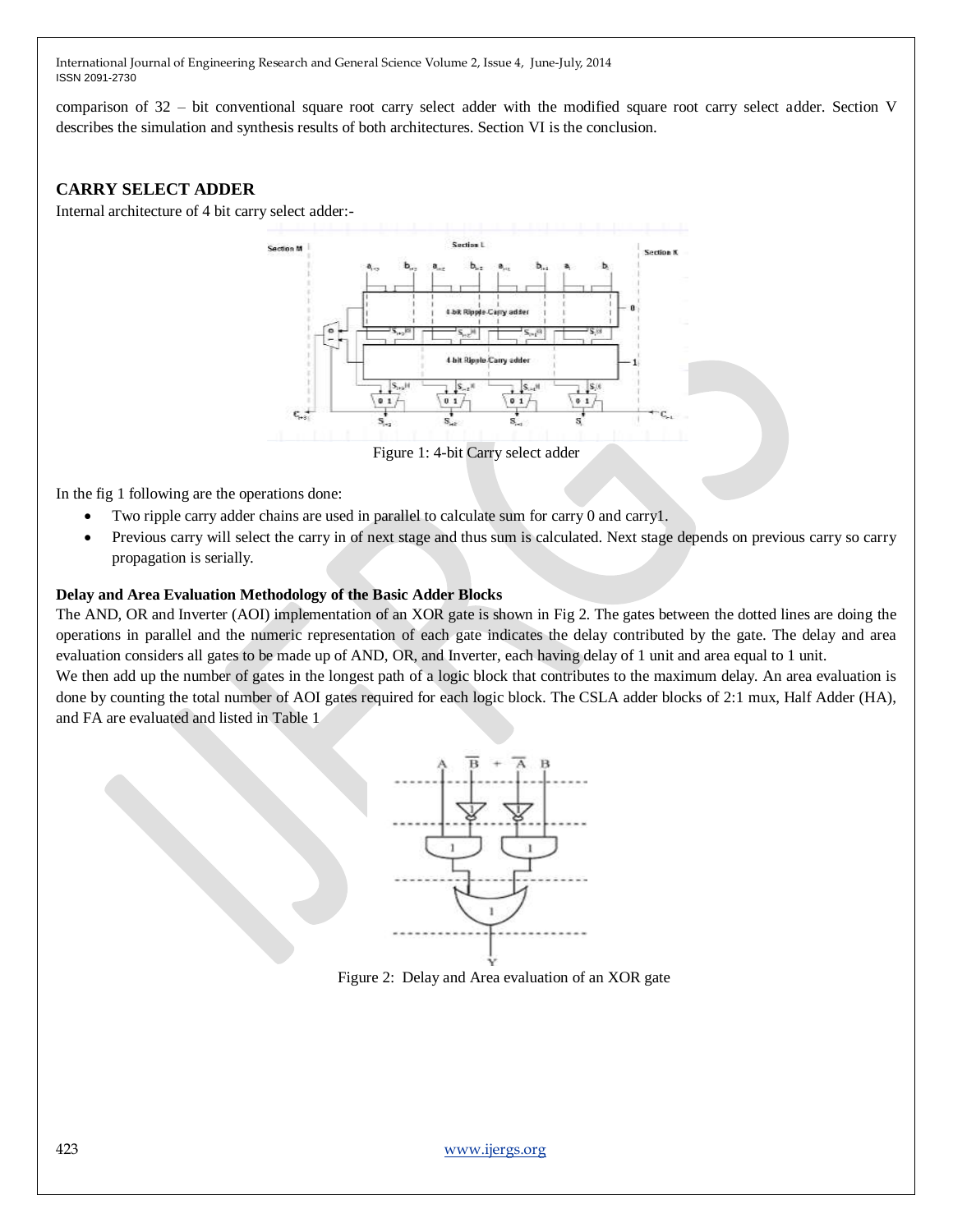comparison of 32 – bit conventional square root carry select adder with the modified square root carry select adder. Section V describes the simulation and synthesis results of both architectures. Section VI is the conclusion.

## CARRY SELECT ADDER

Internal architecture of 4 bit carry select adder:-

Figure 1: 4-bit Carry select adder

In the fig 1 following are the operations done:

- Two ripple carry adder chains are used in parallel to calculate sum for carry 0 and carry1.
- Previous carry will select the carry in of next stage and thus sum is calculated. Next stage depends on previous carry so carry propagation is serially.

### Delay and Area Evaluation Methodology of the Basic Adder Blocks

The AND, OR and Inverter (AOI) implementation of an XOR gate is shown in Fig 2. The gates between the dotted lines are doing the operations in parallel and the numeric representation of each gate indicates the delay contributed by the gate. The delay and area evaluation considers all gates to be made up of AND, OR, and Inverter, each having delay of 1 unit and area equal to 1 unit.

We then add up the number of gates in the longest path of a logic block that contributes to the maximum delay. An area evaluation is done by counting the total number of AOI gates required for each logic block. The CSLA adder blocks of 2:1 mux, Half Adder (HA), and FA are evaluated and listed in Table 1

Figure 2: Delay and Area evaluation of an XOR gate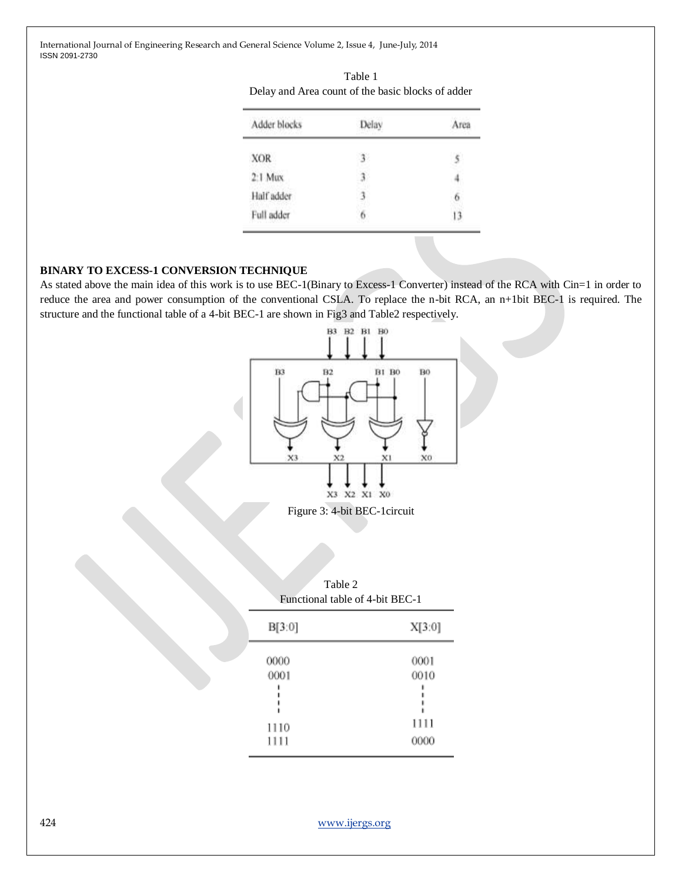Table 1
Delay and Area count of the basic blocks of adder

| Adder blocks | Delay | Area |
|---|---|---|
| XOR | 3 | 5 |
| 2:1 Mux | 3 | 4 |
| Half adder | 3 | 6 |
| Full adder | 6 | 13 |

## BINARY TO EXCESS-1 CONVERSION TECHNIQUE

As stated above the main idea of this work is to use BEC-1(Binary to Excess-1 Converter) instead of the RCA with Cin=1 in order to reduce the area and power consumption of the conventional CSLA. To replace the n-bit RCA, an n+1bit BEC-1 is required. The structure and the functional table of a 4-bit BEC-1 are shown in Fig3 and Table2 respectively.

Figure 3: 4-bit BEC-1circuit

Table 2
Functional table of 4-bit BEC-1

| B[3:0] | X[3:0] |
|---|---|
| 0000 | 0001 |
| 0001 | 0010 |
| ⋮ | ⋮ |
| 1110 | 1111 |
| 1111 | 0000 |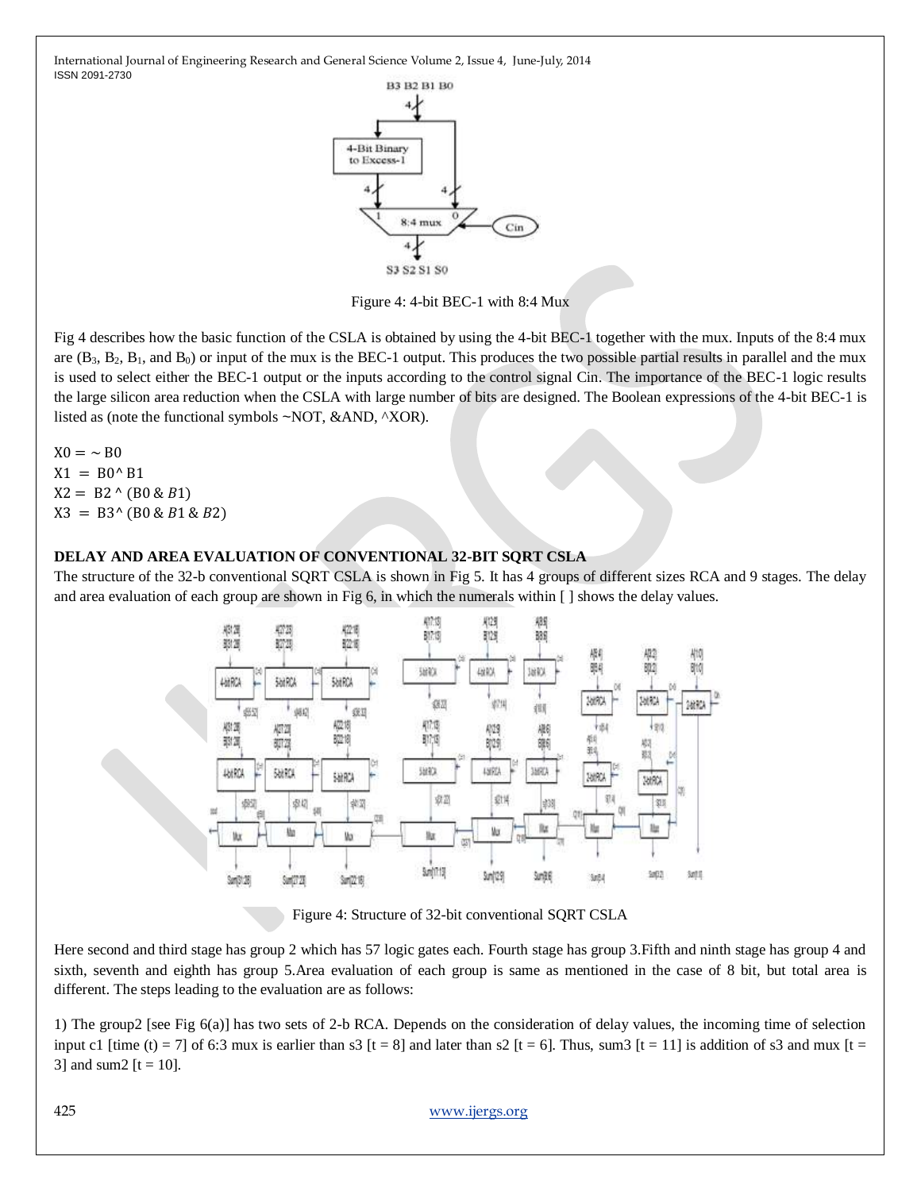Figure 4: 4-bit BEC-1 with 8:4 Mux

Fig 4 describes how the basic function of the CSLA is obtained by using the 4-bit BEC-1 together with the mux. Inputs of the 8:4 mux are ($B_3$, $B_2$, $B_1$, and $B_0$) or input of the mux is the BEC-1 output. This produces the two possible partial results in parallel and the mux is used to select either the BEC-1 output or the inputs according to the control signal Cin. The importance of the BEC-1 logic results the large silicon area reduction when the CSLA with large number of bits are designed. The Boolean expressions of the 4-bit BEC-1 is listed as (note the functional symbols ~NOT, &AND, ^XOR).

$X0 = \sim B0$
$X1 = B0 \wedge B1$
$X2 = B2 \wedge (B0 \,\&\, B1)$
$X3 = B3 \wedge (B0 \,\&\, B1 \,\&\, B2)$

**DELAY AND AREA EVALUATION OF CONVENTIONAL 32-BIT SQRT CSLA**

The structure of the 32-b conventional SQRT CSLA is shown in Fig 5. It has 4 groups of different sizes RCA and 9 stages. The delay and area evaluation of each group are shown in Fig 6, in which the numerals within [ ] shows the delay values.

Figure 4: Structure of 32-bit conventional SQRT CSLA

Here second and third stage has group 2 which has 57 logic gates each. Fourth stage has group 3.Fifth and ninth stage has group 4 and sixth, seventh and eighth has group 5.Area evaluation of each group is same as mentioned in the case of 8 bit, but total area is different. The steps leading to the evaluation are as follows:

1) The group2 [see Fig 6(a)] has two sets of 2-b RCA. Depends on the consideration of delay values, the incoming time of selection input c1 [time (t) = 7] of 6:3 mux is earlier than s3 [t = 8] and later than s2 [t = 6]. Thus, sum3 [t = 11] is addition of s3 and mux [t = 3] and sum2 [t = 10].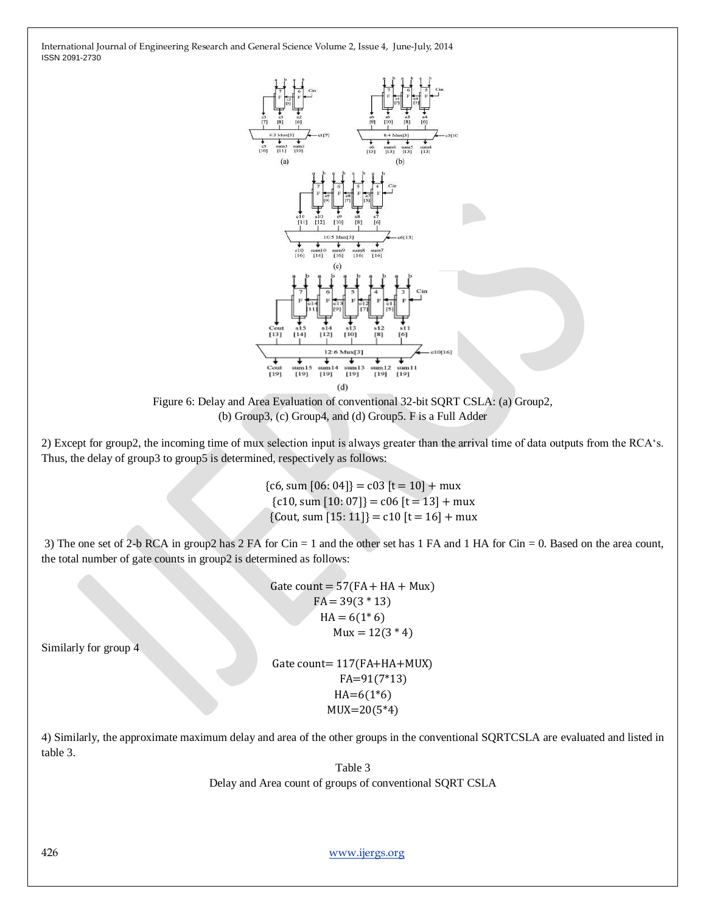Figure 6: Delay and Area Evaluation of conventional 32-bit SQRT CSLA: (a) Group2, (b) Group3, (c) Group4, and (d) Group5. F is a Full Adder

2) Except for group2, the incoming time of mux selection input is always greater than the arrival time of data outputs from the RCA's. Thus, the delay of group3 to group5 is determined, respectively as follows:

$$\{c6, \text{sum}[06:04]\} = c03\ [t = 10] + \text{mux}$$
$$\{c10, \text{sum}[10:07]\} = c06\ [t = 13] + \text{mux}$$
$$\{\text{Cout}, \text{sum}[15:11]\} = c10\ [t = 16] + \text{mux}$$

3) The one set of 2-b RCA in group2 has 2 FA for Cin = 1 and the other set has 1 FA and 1 HA for Cin = 0. Based on the area count, the total number of gate counts in group2 is determined as follows:

$$\text{Gate count} = 57(\text{FA} + \text{HA} + \text{Mux})$$
$$\text{FA} = 39(3 * 13)$$
$$\text{HA} = 6(1 * 6)$$
$$\text{Mux} = 12(3 * 4)$$

Similarly for group 4

$$\text{Gate count} = 117(\text{FA}+\text{HA}+\text{MUX})$$
$$\text{FA}=91(7*13)$$
$$\text{HA}=6(1*6)$$
$$\text{MUX}=20(5*4)$$

4) Similarly, the approximate maximum delay and area of the other groups in the conventional SQRTCSLA are evaluated and listed in table 3.

Table 3

Delay and Area count of groups of conventional SQRT CSLA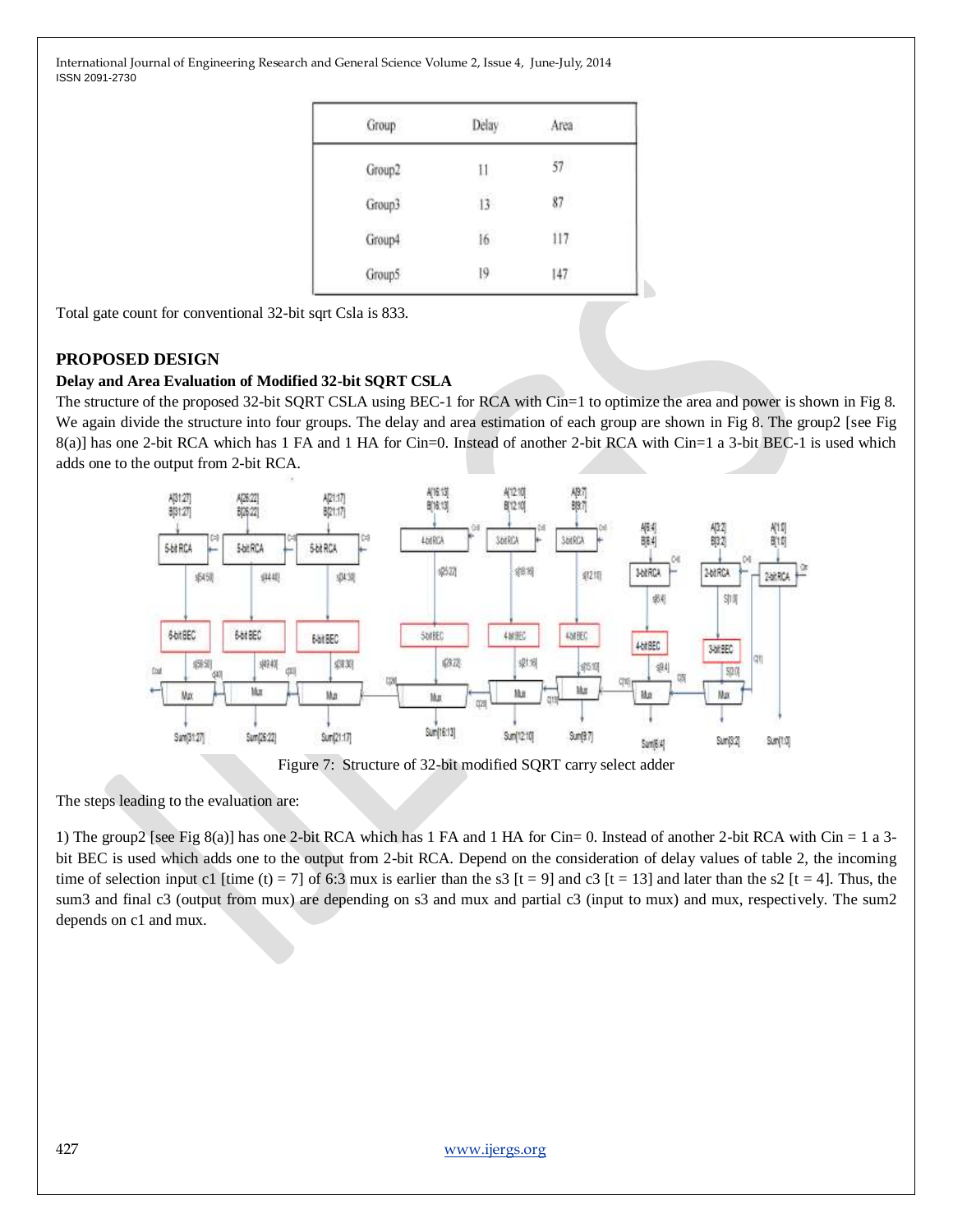| Group | Delay | Area |
| --- | --- | --- |
| Group2 | 11 | 57 |
| Group3 | 13 | 87 |
| Group4 | 16 | 117 |
| Group5 | 19 | 147 |

Total gate count for conventional 32-bit sqrt Csla is 833.

## PROPOSED DESIGN

### Delay and Area Evaluation of Modified 32-bit SQRT CSLA

The structure of the proposed 32-bit SQRT CSLA using BEC-1 for RCA with Cin=1 to optimize the area and power is shown in Fig 8. We again divide the structure into four groups. The delay and area estimation of each group are shown in Fig 8. The group2 [see Fig 8(a)] has one 2-bit RCA which has 1 FA and 1 HA for Cin=0. Instead of another 2-bit RCA with Cin=1 a 3-bit BEC-1 is used which adds one to the output from 2-bit RCA.

Figure 7: Structure of 32-bit modified SQRT carry select adder

The steps leading to the evaluation are:

1) The group2 [see Fig 8(a)] has one 2-bit RCA which has 1 FA and 1 HA for Cin= 0. Instead of another 2-bit RCA with Cin = 1 a 3-bit BEC is used which adds one to the output from 2-bit RCA. Depend on the consideration of delay values of table 2, the incoming time of selection input c1 [time (t) = 7] of 6:3 mux is earlier than the s3 [t = 9] and c3 [t = 13] and later than the s2 [t = 4]. Thus, the sum3 and final c3 (output from mux) are depending on s3 and mux and partial c3 (input to mux) and mux, respectively. The sum2 depends on c1 and mux.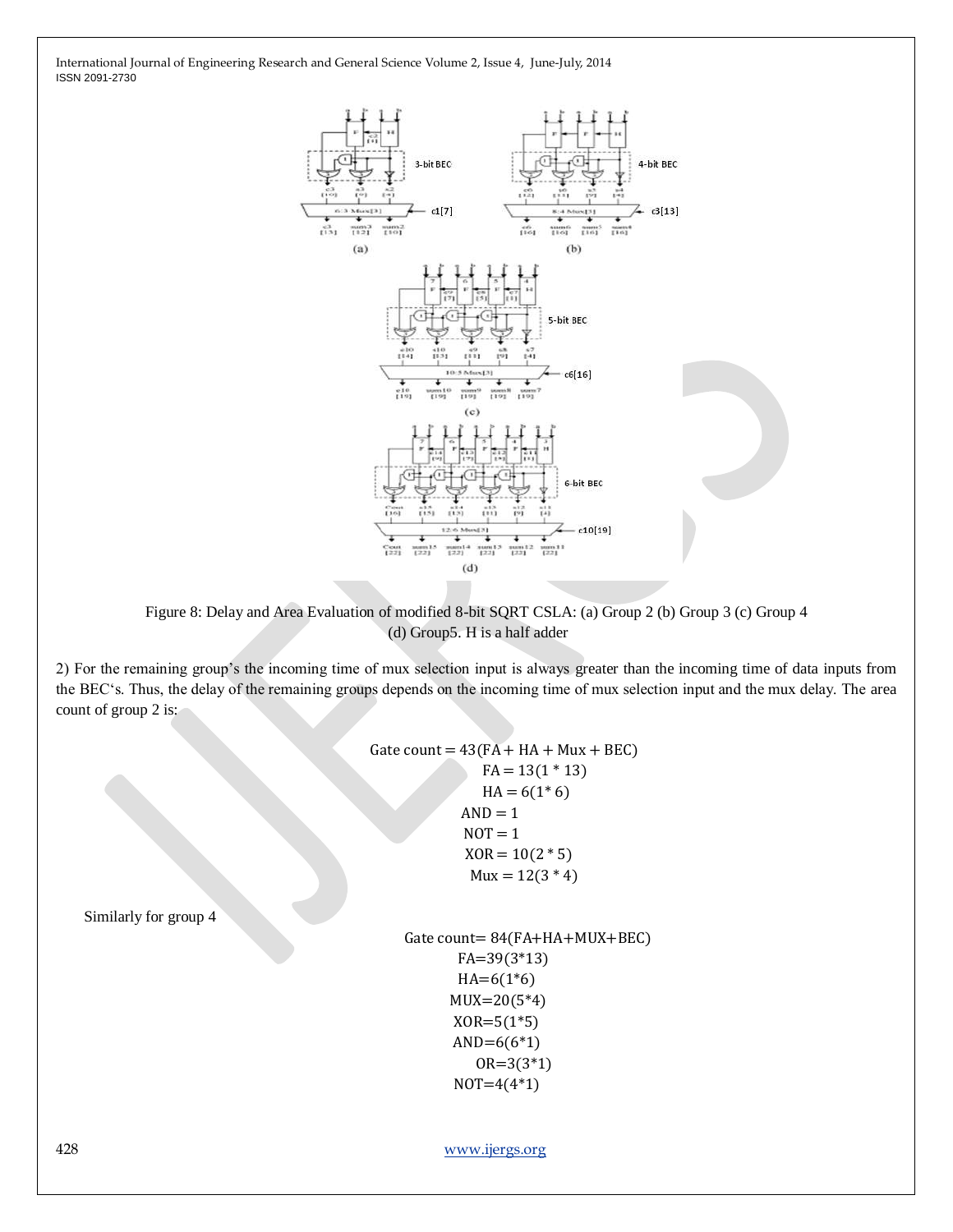Figure 8: Delay and Area Evaluation of modified 8-bit SQRT CSLA: (a) Group 2 (b) Group 3 (c) Group 4 (d) Group5. H is a half adder

2) For the remaining group's the incoming time of mux selection input is always greater than the incoming time of data inputs from the BEC's. Thus, the delay of the remaining groups depends on the incoming time of mux selection input and the mux delay. The area count of group 2 is:

$$\text{Gate count} = 43(\text{FA} + \text{HA} + \text{Mux} + \text{BEC})$$
$$\text{FA} = 13(1 * 13)$$
$$\text{HA} = 6(1 * 6)$$
$$\text{AND} = 1$$
$$\text{NOT} = 1$$
$$\text{XOR} = 10(2 * 5)$$
$$\text{Mux} = 12(3 * 4)$$

Similarly for group 4

$$\text{Gate count} = 84(\text{FA+HA+MUX+BEC})$$
$$\text{FA} = 39(3 * 13)$$
$$\text{HA} = 6(1 * 6)$$
$$\text{MUX} = 20(5 * 4)$$
$$\text{XOR} = 5(1 * 5)$$
$$\text{AND} = 6(6 * 1)$$
$$\text{OR} = 3(3 * 1)$$
$$\text{NOT} = 4(4 * 1)$$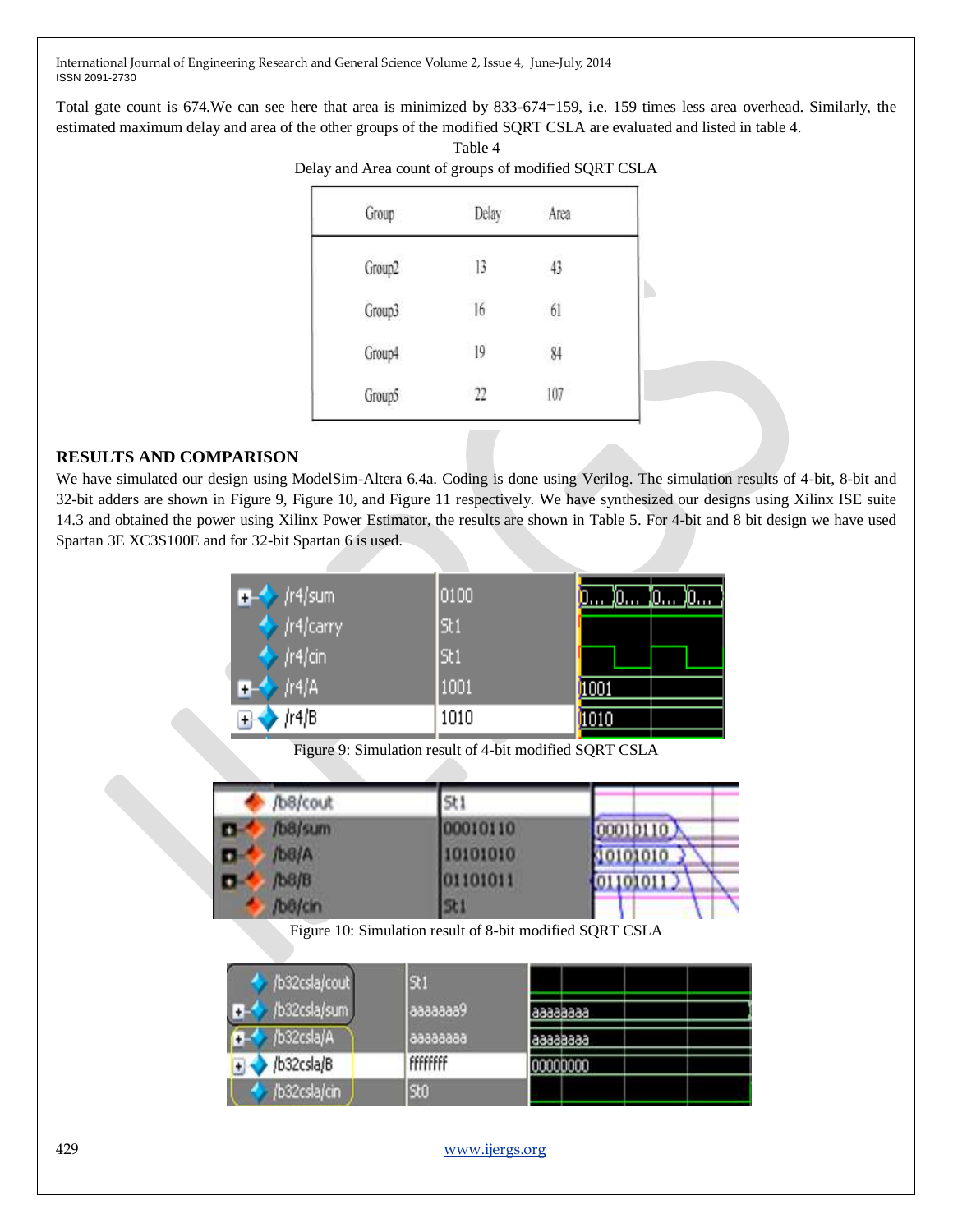Total gate count is 674.We can see here that area is minimized by 833-674=159, i.e. 159 times less area overhead. Similarly, the estimated maximum delay and area of the other groups of the modified SQRT CSLA are evaluated and listed in table 4.

Table 4

Delay and Area count of groups of modified SQRT CSLA

| Group | Delay | Area |
|---|---|---|
| Group2 | 13 | 43 |
| Group3 | 16 | 61 |
| Group4 | 19 | 84 |
| Group5 | 22 | 107 |

## RESULTS AND COMPARISON

We have simulated our design using ModelSim-Altera 6.4a. Coding is done using Verilog. The simulation results of 4-bit, 8-bit and 32-bit adders are shown in Figure 9, Figure 10, and Figure 11 respectively. We have synthesized our designs using Xilinx ISE suite 14.3 and obtained the power using Xilinx Power Estimator, the results are shown in Table 5. For 4-bit and 8 bit design we have used Spartan 3E XC3S100E and for 32-bit Spartan 6 is used.

Figure 9: Simulation result of 4-bit modified SQRT CSLA

Figure 10: Simulation result of 8-bit modified SQRT CSLA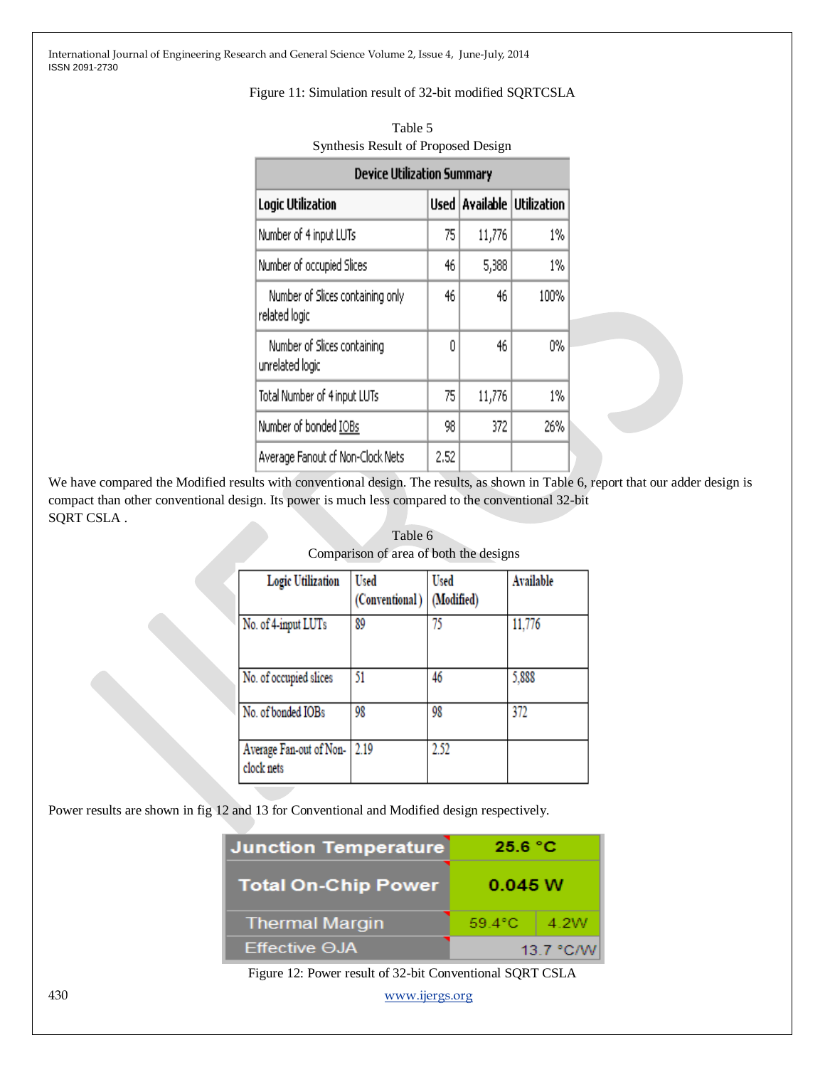Figure 11: Simulation result of 32-bit modified SQRTCSLA

Table 5
Synthesis Result of Proposed Design

| Device Utilization Summary | | | |
|---|---|---|---|
| **Logic Utilization** | **Used** | **Available** | **Utilization** |
| Number of 4 input LUTs | 75 | 11,776 | 1% |
| Number of occupied Slices | 46 | 5,388 | 1% |
| Number of Slices containing only related logic | 46 | 46 | 100% |
| Number of Slices containing unrelated logic | 0 | 46 | 0% |
| Total Number of 4 input LUTs | 75 | 11,776 | 1% |
| Number of bonded IOBs | 98 | 372 | 26% |
| Average Fanout of Non-Clock Nets | 2.52 | | |

We have compared the Modified results with conventional design. The results, as shown in Table 6, report that our adder design is compact than other conventional design. Its power is much less compared to the conventional 32-bit SQRT CSLA .

Table 6
Comparison of area of both the designs

| Logic Utilization | Used (Conventional) | Used (Modified) | Available |
|---|---|---|---|
| No. of 4-input LUTs | 89 | 75 | 11,776 |
| No. of occupied slices | 51 | 46 | 5,888 |
| No. of bonded IOBs | 98 | 98 | 372 |
| Average Fan-out of Non-clock nets | 2.19 | 2.52 | |

Power results are shown in fig 12 and 13 for Conventional and Modified design respectively.

| Junction Temperature | 25.6 °C | |
|---|---|---|
| Total On-Chip Power | 0.045 W | |
| Thermal Margin | 59.4°C | 4.2W |
| Effective ΘJA | 13.7 °C/W | |

Figure 12: Power result of 32-bit Conventional SQRT CSLA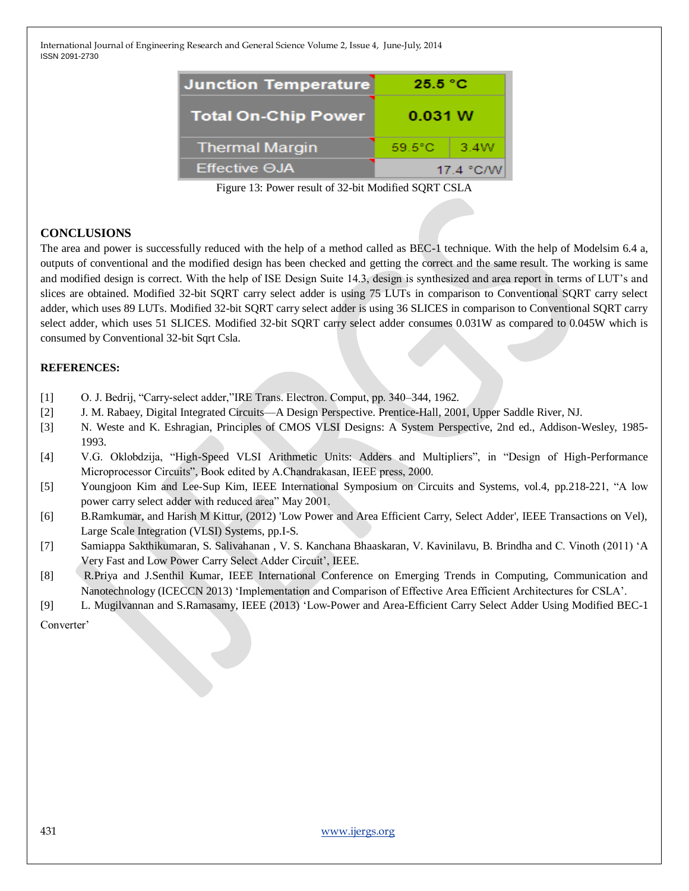| | | |
|---|---|---|
| Junction Temperature | 25.5 °C | |
| Total On-Chip Power | 0.031 W | |
| Thermal Margin | 59.5°C | 3.4W |
| Effective ΘJA | 17.4 °C/W | |

Figure 13: Power result of 32-bit Modified SQRT CSLA

## CONCLUSIONS

The area and power is successfully reduced with the help of a method called as BEC-1 technique. With the help of Modelsim 6.4 a, outputs of conventional and the modified design has been checked and getting the correct and the same result. The working is same and modified design is correct. With the help of ISE Design Suite 14.3, design is synthesized and area report in terms of LUT's and slices are obtained. Modified 32-bit SQRT carry select adder is using 75 LUTs in comparison to Conventional SQRT carry select adder, which uses 89 LUTs. Modified 32-bit SQRT carry select adder is using 36 SLICES in comparison to Conventional SQRT carry select adder, which uses 51 SLICES. Modified 32-bit SQRT carry select adder consumes 0.031W as compared to 0.045W which is consumed by Conventional 32-bit Sqrt Csla.

## REFERENCES:

[1] O. J. Bedrij, "Carry-select adder,"IRE Trans. Electron. Comput, pp. 340–344, 1962.

[2] J. M. Rabaey, Digital Integrated Circuits—A Design Perspective. Prentice-Hall, 2001, Upper Saddle River, NJ.

[3] N. Weste and K. Eshragian, Principles of CMOS VLSI Designs: A System Perspective, 2nd ed., Addison-Wesley, 1985-1993.

[4] V.G. Oklobdzija, "High-Speed VLSI Arithmetic Units: Adders and Multipliers", in "Design of High-Performance Microprocessor Circuits", Book edited by A.Chandrakasan, IEEE press, 2000.

[5] Youngjoon Kim and Lee-Sup Kim, IEEE International Symposium on Circuits and Systems, vol.4, pp.218-221, "A low power carry select adder with reduced area" May 2001.

[6] B.Ramkumar, and Harish M Kittur, (2012) 'Low Power and Area Efficient Carry, Select Adder', IEEE Transactions on Vel), Large Scale Integration (VLSI) Systems, pp.I-S.

[7] Samiappa Sakthikumaran, S. Salivahanan , V. S. Kanchana Bhaaskaran, V. Kavinilavu, B. Brindha and C. Vinoth (2011) 'A Very Fast and Low Power Carry Select Adder Circuit', IEEE.

[8] R.Priya and J.Senthil Kumar, IEEE International Conference on Emerging Trends in Computing, Communication and Nanotechnology (ICECCN 2013) 'Implementation and Comparison of Effective Area Efficient Architectures for CSLA'.

[9] L. Mugilvannan and S.Ramasamy, IEEE (2013) 'Low-Power and Area-Efficient Carry Select Adder Using Modified BEC-1 Converter'